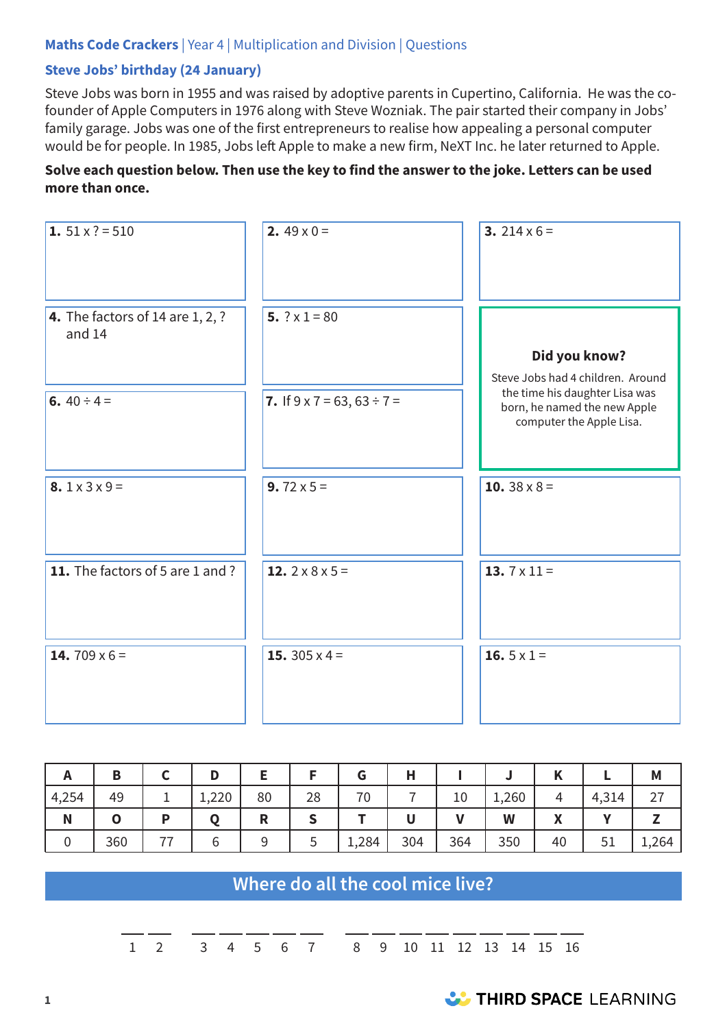Maths Code Crackers | Year 4 | Multiplication and Division | Questions

## Steve Jobs' birthday (24 January)

Steve Jobs was born in 1955 and was raised by adoptive parents in Cupertino, California. He was the co-founder of Apple Computers in 1976 along with Steve Wozniak. The pair started their company in Jobs' family garage. Jobs was one of the first entrepreneurs to realise how appealing a personal computer would be for people. In 1985, Jobs left Apple to make a new firm, NeXT Inc. he later returned to Apple.

**Solve each question below. Then use the key to find the answer to the joke. Letters can be used more than once.**

**1.** 51 x ? = 510

**2.** 49 x 0 =

**3.** 214 x 6 =

**4.** The factors of 14 are 1, 2, ? and 14

**5.** ? x 1 = 80

**6.** 40 ÷ 4 =

**7.** If 9 x 7 = 63, 63 ÷ 7 =

**Did you know?**

Steve Jobs had 4 children. Around the time his daughter Lisa was born, he named the new Apple computer the Apple Lisa.

**8.** 1 x 3 x 9 =

**9.** 72 x 5 =

**10.** 38 x 8 =

**11.** The factors of 5 are 1 and ?

**12.** 2 x 8 x 5 =

**13.** 7 x 11 =

**14.** 709 x 6 =

**15.** 305 x 4 =

**16.** 5 x 1 =

| A | B | C | D | E | F | G | H | I | J | K | L | M |
|---|---|---|---|---|---|---|---|---|---|---|---|---|
| 4,254 | 49 | 1 | 1,220 | 80 | 28 | 70 | 7 | 10 | 1,260 | 4 | 4,314 | 27 |
| **N** | **O** | **P** | **Q** | **R** | **S** | **T** | **U** | **V** | **W** | **X** | **Y** | **Z** |
| 0 | 360 | 77 | 6 | 9 | 5 | 1,284 | 304 | 364 | 350 | 40 | 51 | 1,264 |

## Where do all the cool mice live?

\_\_ \_\_ &nbsp;&nbsp; \_\_ \_\_ \_\_ \_\_ \_\_ &nbsp;&nbsp; \_\_ \_\_ \_\_ \_\_ \_\_ \_\_ \_\_ \_\_ \_\_

1 2 &nbsp;&nbsp; 3 4 5 6 7 &nbsp;&nbsp; 8 9 10 11 12 13 14 15 16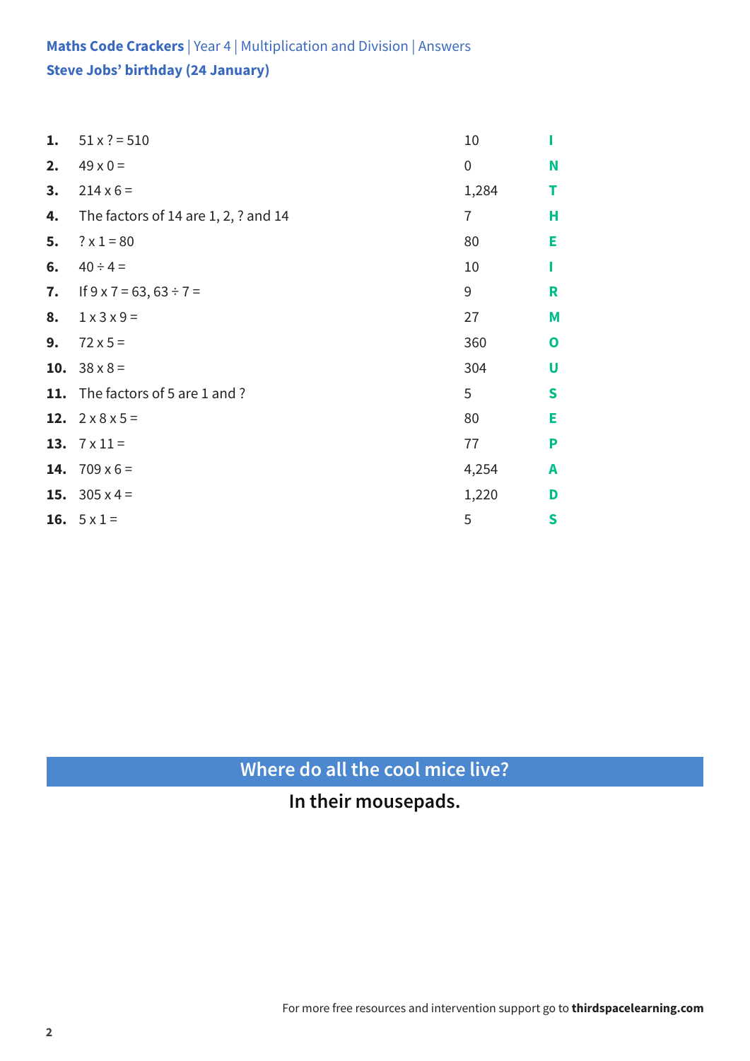**Maths Code Crackers** | Year 4 | Multiplication and Division | Answers

**Steve Jobs' birthday (24 January)**

| | | | |
|---|---|---|---|
| **1.** | 51 x ? = 510 | 10 | **I** |
| **2.** | 49 x 0 = | 0 | **N** |
| **3.** | 214 x 6 = | 1,284 | **T** |
| **4.** | The factors of 14 are 1, 2, ? and 14 | 7 | **H** |
| **5.** | ? x 1 = 80 | 80 | **E** |
| **6.** | 40 ÷ 4 = | 10 | **I** |
| **7.** | If 9 x 7 = 63, 63 ÷ 7 = | 9 | **R** |
| **8.** | 1 x 3 x 9 = | 27 | **M** |
| **9.** | 72 x 5 = | 360 | **O** |
| **10.** | 38 x 8 = | 304 | **U** |
| **11.** | The factors of 5 are 1 and ? | 5 | **S** |
| **12.** | 2 x 8 x 5 = | 80 | **E** |
| **13.** | 7 x 11 = | 77 | **P** |
| **14.** | 709 x 6 = | 4,254 | **A** |
| **15.** | 305 x 4 = | 1,220 | **D** |
| **16.** | 5 x 1 = | 5 | **S** |

## Where do all the cool mice live?

**In their mousepads.**

For more free resources and intervention support go to **thirdspacelearning.com**